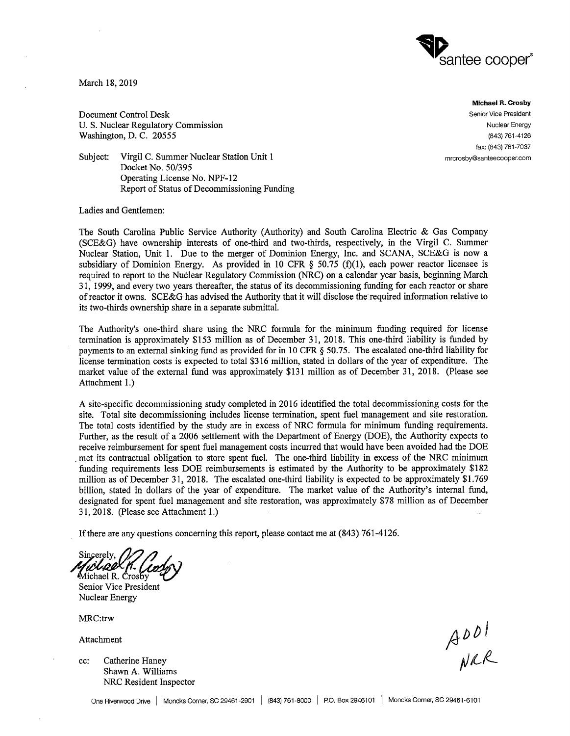santee cooper®

March 18, 2019

**Michael R. Crosby**
Senior Vice President
Nuclear Energy
(843) 761-4126
fax: (843) 761-7037
mrcrosby@santeecooper.com

Document Control Desk
U. S. Nuclear Regulatory Commission
Washington, D. C. 20555

Subject: Virgil C. Summer Nuclear Station Unit 1
Docket No. 50/395
Operating License No. NPF-12
Report of Status of Decommissioning Funding

Ladies and Gentlemen:

The South Carolina Public Service Authority (Authority) and South Carolina Electric & Gas Company (SCE&G) have ownership interests of one-third and two-thirds, respectively, in the Virgil C. Summer Nuclear Station, Unit 1. Due to the merger of Dominion Energy, Inc. and SCANA, SCE&G is now a subsidiary of Dominion Energy. As provided in 10 CFR § 50.75 (f)(1), each power reactor licensee is required to report to the Nuclear Regulatory Commission (NRC) on a calendar year basis, beginning March 31, 1999, and every two years thereafter, the status of its decommissioning funding for each reactor or share of reactor it owns. SCE&G has advised the Authority that it will disclose the required information relative to its two-thirds ownership share in a separate submittal.

The Authority's one-third share using the NRC formula for the minimum funding required for license termination is approximately $153 million as of December 31, 2018. This one-third liability is funded by payments to an external sinking fund as provided for in 10 CFR § 50.75. The escalated one-third liability for license termination costs is expected to total $316 million, stated in dollars of the year of expenditure. The market value of the external fund was approximately $131 million as of December 31, 2018. (Please see Attachment 1.)

A site-specific decommissioning study completed in 2016 identified the total decommissioning costs for the site. Total site decommissioning includes license termination, spent fuel management and site restoration. The total costs identified by the study are in excess of NRC formula for minimum funding requirements. Further, as the result of a 2006 settlement with the Department of Energy (DOE), the Authority expects to receive reimbursement for spent fuel management costs incurred that would have been avoided had the DOE met its contractual obligation to store spent fuel. The one-third liability in excess of the NRC minimum funding requirements less DOE reimbursements is estimated by the Authority to be approximately $182 million as of December 31, 2018. The escalated one-third liability is expected to be approximately $1.769 billion, stated in dollars of the year of expenditure. The market value of the Authority's internal fund, designated for spent fuel management and site restoration, was approximately $78 million as of December 31, 2018. (Please see Attachment 1.)

If there are any questions concerning this report, please contact me at (843) 761-4126.

Sincerely,

Michael R. Crosby
Senior Vice President
Nuclear Energy

MRC:trw

Attachment

cc: Catherine Haney
Shawn A. Williams
NRC Resident Inspector

A001
NRR

One Riverwood Drive | Moncks Corner, SC 29461-2901 | (843) 761-8000 | P.O. Box 2946101 | Moncks Corner, SC 29461-6101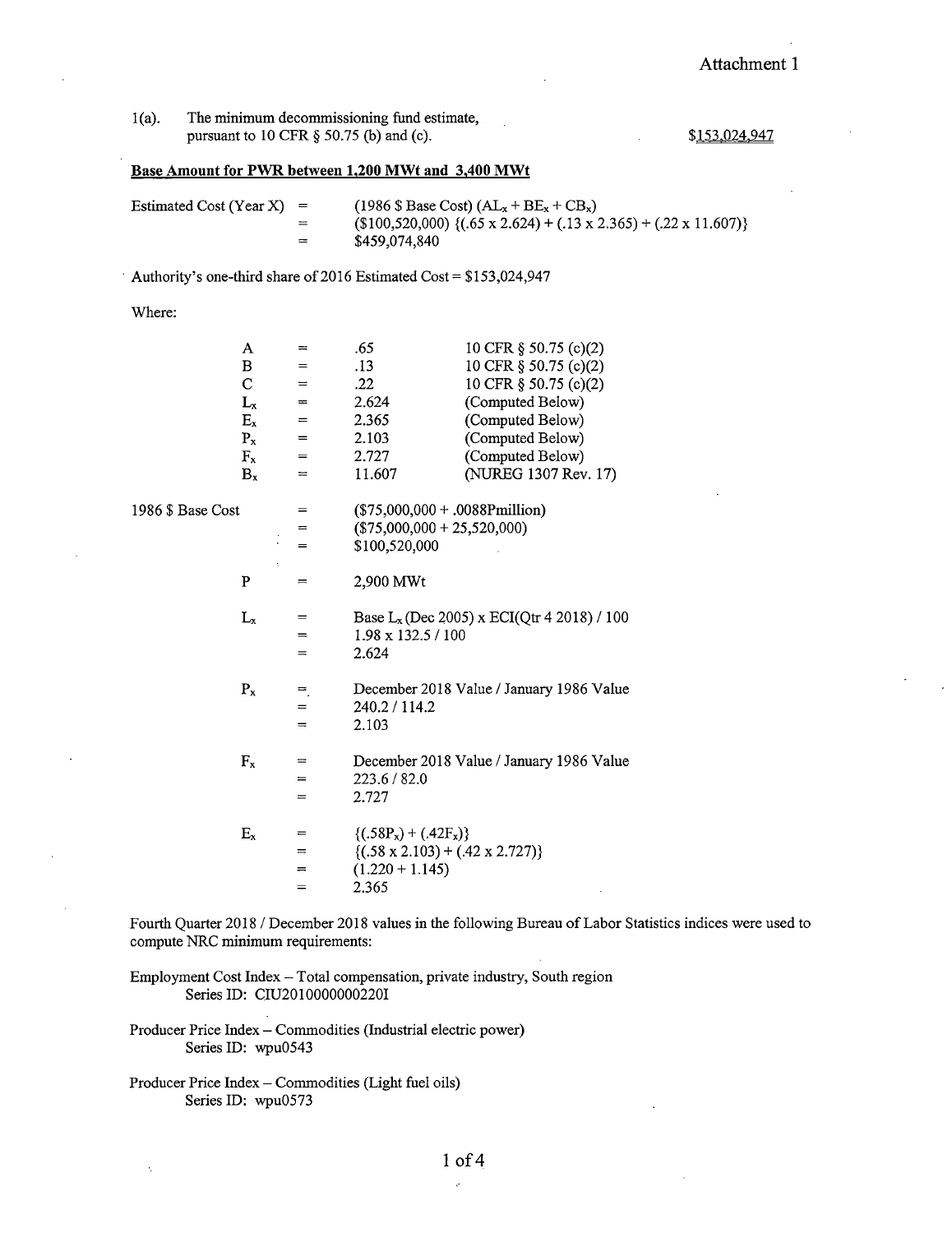Attachment 1

1(a). The minimum decommissioning fund estimate, pursuant to 10 CFR § 50.75 (b) and (c). $153,024,947

**Base Amount for PWR between 1,200 MWt and 3,400 MWt**

Estimated Cost (Year X) = (1986 $ Base Cost) ($AL_x + BE_x + CB_x$)
= ($100,520,000) {(.65 x 2.624) + (.13 x 2.365) + (.22 x 11.607)}
= $459,074,840

Authority's one-third share of 2016 Estimated Cost = $153,024,947

Where:

| | | | |
|---|---|---|---|
| A | = | .65 | 10 CFR § 50.75 (c)(2) |
| B | = | .13 | 10 CFR § 50.75 (c)(2) |
| C | = | .22 | 10 CFR § 50.75 (c)(2) |
| $L_x$ | = | 2.624 | (Computed Below) |
| $E_x$ | = | 2.365 | (Computed Below) |
| $P_x$ | = | 2.103 | (Computed Below) |
| $F_x$ | = | 2.727 | (Computed Below) |
| $B_x$ | = | 11.607 | (NUREG 1307 Rev. 17) |

1986 $ Base Cost = ($75,000,000 + .0088Pmillion)
= ($75,000,000 + 25,520,000)
= $100,520,000

P = 2,900 MWt

$L_x$ = Base $L_x$ (Dec 2005) x ECI(Qtr 4 2018) / 100
= 1.98 x 132.5 / 100
= 2.624

$P_x$ = December 2018 Value / January 1986 Value
= 240.2 / 114.2
= 2.103

$F_x$ = December 2018 Value / January 1986 Value
= 223.6 / 82.0
= 2.727

$E_x$ = {(.58$P_x$) + (.42$F_x$)}
= {(.58 x 2.103) + (.42 x 2.727)}
= (1.220 + 1.145)
= 2.365

Fourth Quarter 2018 / December 2018 values in the following Bureau of Labor Statistics indices were used to compute NRC minimum requirements:

Employment Cost Index – Total compensation, private industry, South region
Series ID: CIU2010000000220I

Producer Price Index – Commodities (Industrial electric power)
Series ID: wpu0543

Producer Price Index – Commodities (Light fuel oils)
Series ID: wpu0573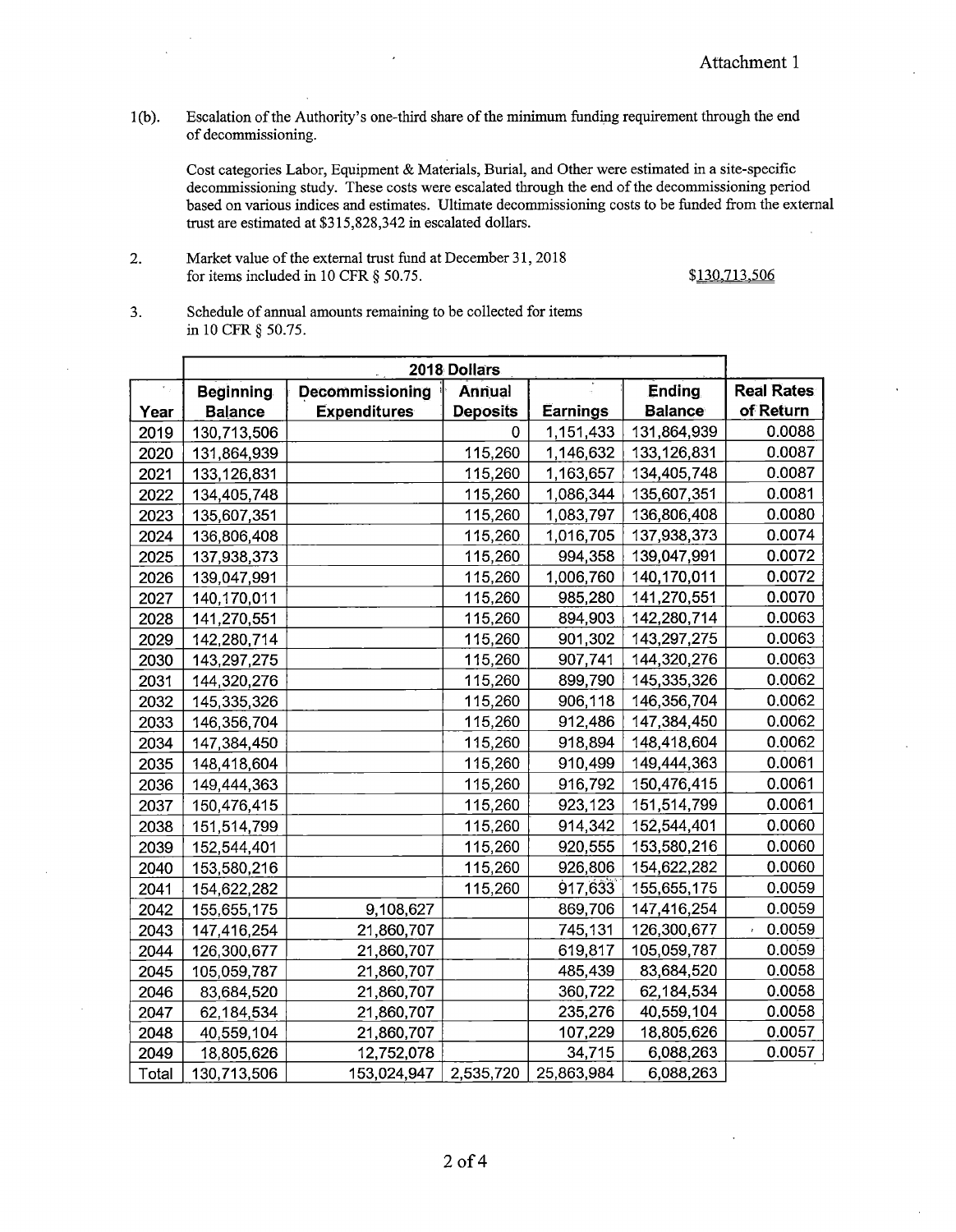Attachment 1

1(b). Escalation of the Authority's one-third share of the minimum funding requirement through the end of decommissioning.

Cost categories Labor, Equipment & Materials, Burial, and Other were estimated in a site-specific decommissioning study. These costs were escalated through the end of the decommissioning period based on various indices and estimates. Ultimate decommissioning costs to be funded from the external trust are estimated at $315,828,342 in escalated dollars.

2. Market value of the external trust fund at December 31, 2018 for items included in 10 CFR § 50.75. $130,713,506

3. Schedule of annual amounts remaining to be collected for items in 10 CFR § 50.75.

| | 2018 Dollars | | | | | |
|---|---|---|---|---|---|---|
| Year | Beginning Balance | Decommissioning Expenditures | Annual Deposits | Earnings | Ending Balance | Real Rates of Return |
| 2019 | 130,713,506 | | 0 | 1,151,433 | 131,864,939 | 0.0088 |
| 2020 | 131,864,939 | | 115,260 | 1,146,632 | 133,126,831 | 0.0087 |
| 2021 | 133,126,831 | | 115,260 | 1,163,657 | 134,405,748 | 0.0087 |
| 2022 | 134,405,748 | | 115,260 | 1,086,344 | 135,607,351 | 0.0081 |
| 2023 | 135,607,351 | | 115,260 | 1,083,797 | 136,806,408 | 0.0080 |
| 2024 | 136,806,408 | | 115,260 | 1,016,705 | 137,938,373 | 0.0074 |
| 2025 | 137,938,373 | | 115,260 | 994,358 | 139,047,991 | 0.0072 |
| 2026 | 139,047,991 | | 115,260 | 1,006,760 | 140,170,011 | 0.0072 |
| 2027 | 140,170,011 | | 115,260 | 985,280 | 141,270,551 | 0.0070 |
| 2028 | 141,270,551 | | 115,260 | 894,903 | 142,280,714 | 0.0063 |
| 2029 | 142,280,714 | | 115,260 | 901,302 | 143,297,275 | 0.0063 |
| 2030 | 143,297,275 | | 115,260 | 907,741 | 144,320,276 | 0.0063 |
| 2031 | 144,320,276 | | 115,260 | 899,790 | 145,335,326 | 0.0062 |
| 2032 | 145,335,326 | | 115,260 | 906,118 | 146,356,704 | 0.0062 |
| 2033 | 146,356,704 | | 115,260 | 912,486 | 147,384,450 | 0.0062 |
| 2034 | 147,384,450 | | 115,260 | 918,894 | 148,418,604 | 0.0062 |
| 2035 | 148,418,604 | | 115,260 | 910,499 | 149,444,363 | 0.0061 |
| 2036 | 149,444,363 | | 115,260 | 916,792 | 150,476,415 | 0.0061 |
| 2037 | 150,476,415 | | 115,260 | 923,123 | 151,514,799 | 0.0061 |
| 2038 | 151,514,799 | | 115,260 | 914,342 | 152,544,401 | 0.0060 |
| 2039 | 152,544,401 | | 115,260 | 920,555 | 153,580,216 | 0.0060 |
| 2040 | 153,580,216 | | 115,260 | 926,806 | 154,622,282 | 0.0060 |
| 2041 | 154,622,282 | | 115,260 | 917,633 | 155,655,175 | 0.0059 |
| 2042 | 155,655,175 | 9,108,627 | | 869,706 | 147,416,254 | 0.0059 |
| 2043 | 147,416,254 | 21,860,707 | | 745,131 | 126,300,677 | 0.0059 |
| 2044 | 126,300,677 | 21,860,707 | | 619,817 | 105,059,787 | 0.0059 |
| 2045 | 105,059,787 | 21,860,707 | | 485,439 | 83,684,520 | 0.0058 |
| 2046 | 83,684,520 | 21,860,707 | | 360,722 | 62,184,534 | 0.0058 |
| 2047 | 62,184,534 | 21,860,707 | | 235,276 | 40,559,104 | 0.0058 |
| 2048 | 40,559,104 | 21,860,707 | | 107,229 | 18,805,626 | 0.0057 |
| 2049 | 18,805,626 | 12,752,078 | | 34,715 | 6,088,263 | 0.0057 |
| Total | 130,713,506 | 153,024,947 | 2,535,720 | 25,863,984 | 6,088,263 | |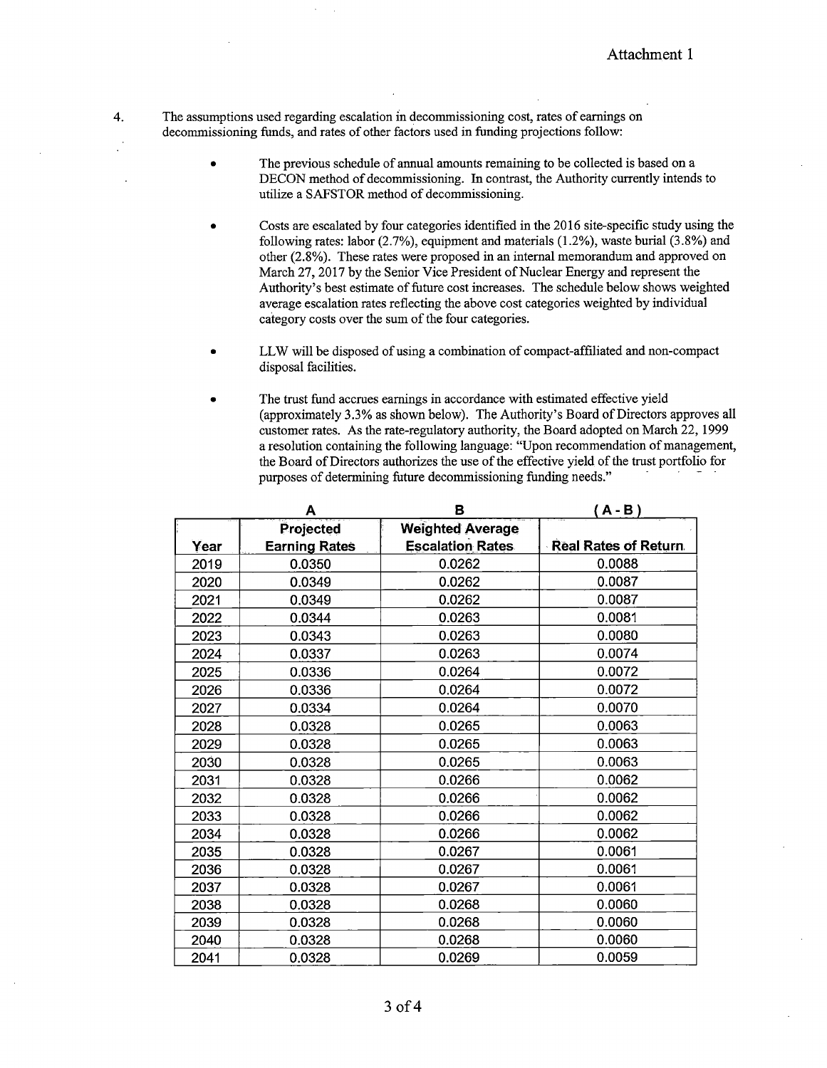Attachment 1

4. The assumptions used regarding escalation in decommissioning cost, rates of earnings on decommissioning funds, and rates of other factors used in funding projections follow:

   - The previous schedule of annual amounts remaining to be collected is based on a DECON method of decommissioning. In contrast, the Authority currently intends to utilize a SAFSTOR method of decommissioning.

   - Costs are escalated by four categories identified in the 2016 site-specific study using the following rates: labor (2.7%), equipment and materials (1.2%), waste burial (3.8%) and other (2.8%). These rates were proposed in an internal memorandum and approved on March 27, 2017 by the Senior Vice President of Nuclear Energy and represent the Authority's best estimate of future cost increases. The schedule below shows weighted average escalation rates reflecting the above cost categories weighted by individual category costs over the sum of the four categories.

   - LLW will be disposed of using a combination of compact-affiliated and non-compact disposal facilities.

   - The trust fund accrues earnings in accordance with estimated effective yield (approximately 3.3% as shown below). The Authority's Board of Directors approves all customer rates. As the rate-regulatory authority, the Board adopted on March 22, 1999 a resolution containing the following language: "Upon recommendation of management, the Board of Directors authorizes the use of the effective yield of the trust portfolio for purposes of determining future decommissioning funding needs."

| | A | B | (A - B) |
|---|---|---|---|
| Year | Projected Earning Rates | Weighted Average Escalation Rates | Real Rates of Return |
| 2019 | 0.0350 | 0.0262 | 0.0088 |
| 2020 | 0.0349 | 0.0262 | 0.0087 |
| 2021 | 0.0349 | 0.0262 | 0.0087 |
| 2022 | 0.0344 | 0.0263 | 0.0081 |
| 2023 | 0.0343 | 0.0263 | 0.0080 |
| 2024 | 0.0337 | 0.0263 | 0.0074 |
| 2025 | 0.0336 | 0.0264 | 0.0072 |
| 2026 | 0.0336 | 0.0264 | 0.0072 |
| 2027 | 0.0334 | 0.0264 | 0.0070 |
| 2028 | 0.0328 | 0.0265 | 0.0063 |
| 2029 | 0.0328 | 0.0265 | 0.0063 |
| 2030 | 0.0328 | 0.0265 | 0.0063 |
| 2031 | 0.0328 | 0.0266 | 0.0062 |
| 2032 | 0.0328 | 0.0266 | 0.0062 |
| 2033 | 0.0328 | 0.0266 | 0.0062 |
| 2034 | 0.0328 | 0.0266 | 0.0062 |
| 2035 | 0.0328 | 0.0267 | 0.0061 |
| 2036 | 0.0328 | 0.0267 | 0.0061 |
| 2037 | 0.0328 | 0.0267 | 0.0061 |
| 2038 | 0.0328 | 0.0268 | 0.0060 |
| 2039 | 0.0328 | 0.0268 | 0.0060 |
| 2040 | 0.0328 | 0.0268 | 0.0060 |
| 2041 | 0.0328 | 0.0269 | 0.0059 |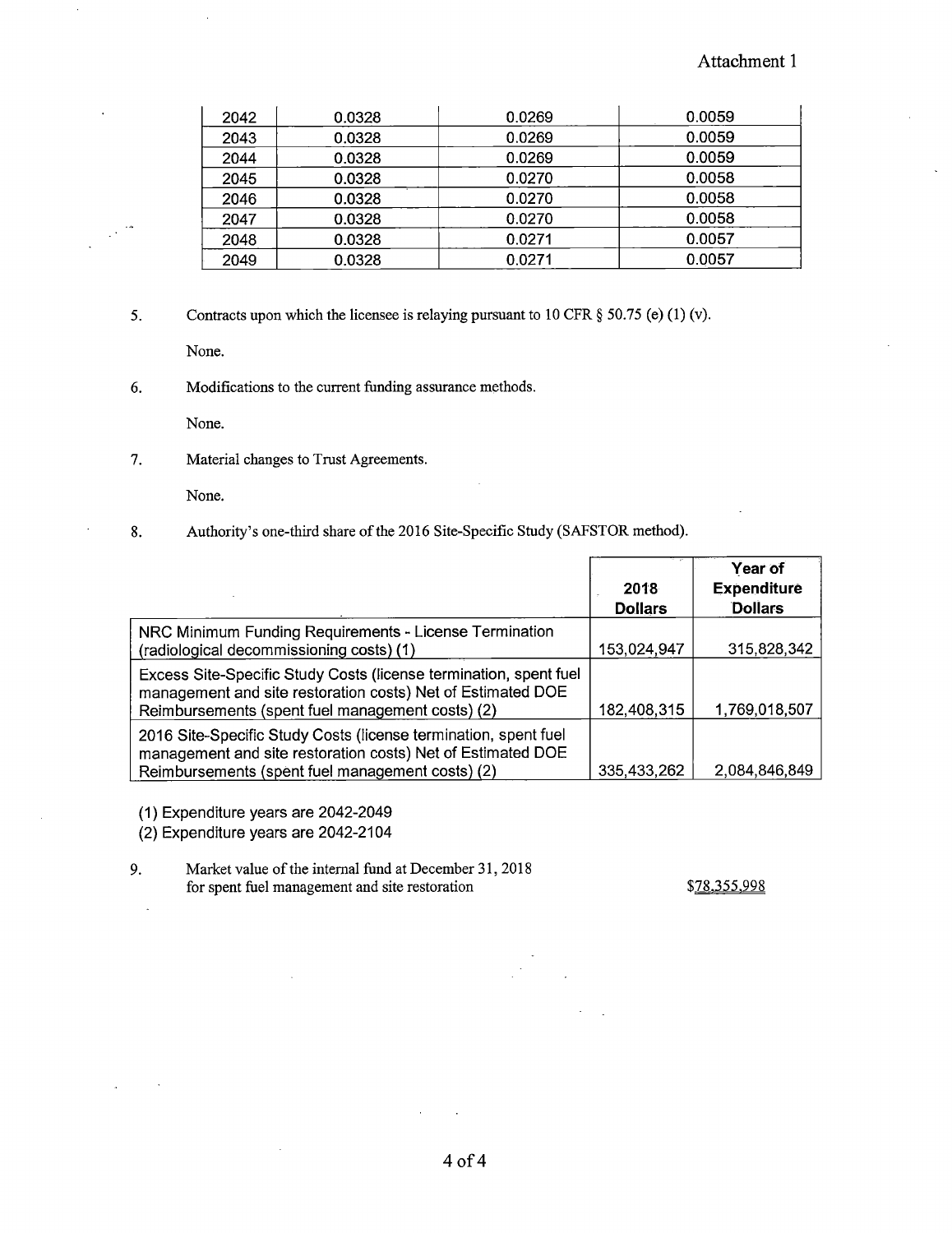| | | | |
|---|---|---|---|
| 2042 | 0.0328 | 0.0269 | 0.0059 |
| 2043 | 0.0328 | 0.0269 | 0.0059 |
| 2044 | 0.0328 | 0.0269 | 0.0059 |
| 2045 | 0.0328 | 0.0270 | 0.0058 |
| 2046 | 0.0328 | 0.0270 | 0.0058 |
| 2047 | 0.0328 | 0.0270 | 0.0058 |
| 2048 | 0.0328 | 0.0271 | 0.0057 |
| 2049 | 0.0328 | 0.0271 | 0.0057 |

5. Contracts upon which the licensee is relaying pursuant to 10 CFR § 50.75 (e) (1) (v).

   None.

6. Modifications to the current funding assurance methods.

   None.

7. Material changes to Trust Agreements.

   None.

8. Authority's one-third share of the 2016 Site-Specific Study (SAFSTOR method).

| | 2018 Dollars | Year of Expenditure Dollars |
|---|---|---|
| NRC Minimum Funding Requirements - License Termination (radiological decommissioning costs) (1) | 153,024,947 | 315,828,342 |
| Excess Site-Specific Study Costs (license termination, spent fuel management and site restoration costs) Net of Estimated DOE Reimbursements (spent fuel management costs) (2) | 182,408,315 | 1,769,018,507 |
| 2016 Site-Specific Study Costs (license termination, spent fuel management and site restoration costs) Net of Estimated DOE Reimbursements (spent fuel management costs) (2) | 335,433,262 | 2,084,846,849 |

(1) Expenditure years are 2042-2049

(2) Expenditure years are 2042-2104

9. Market value of the internal fund at December 31, 2018 for spent fuel management and site restoration — $78,355,998